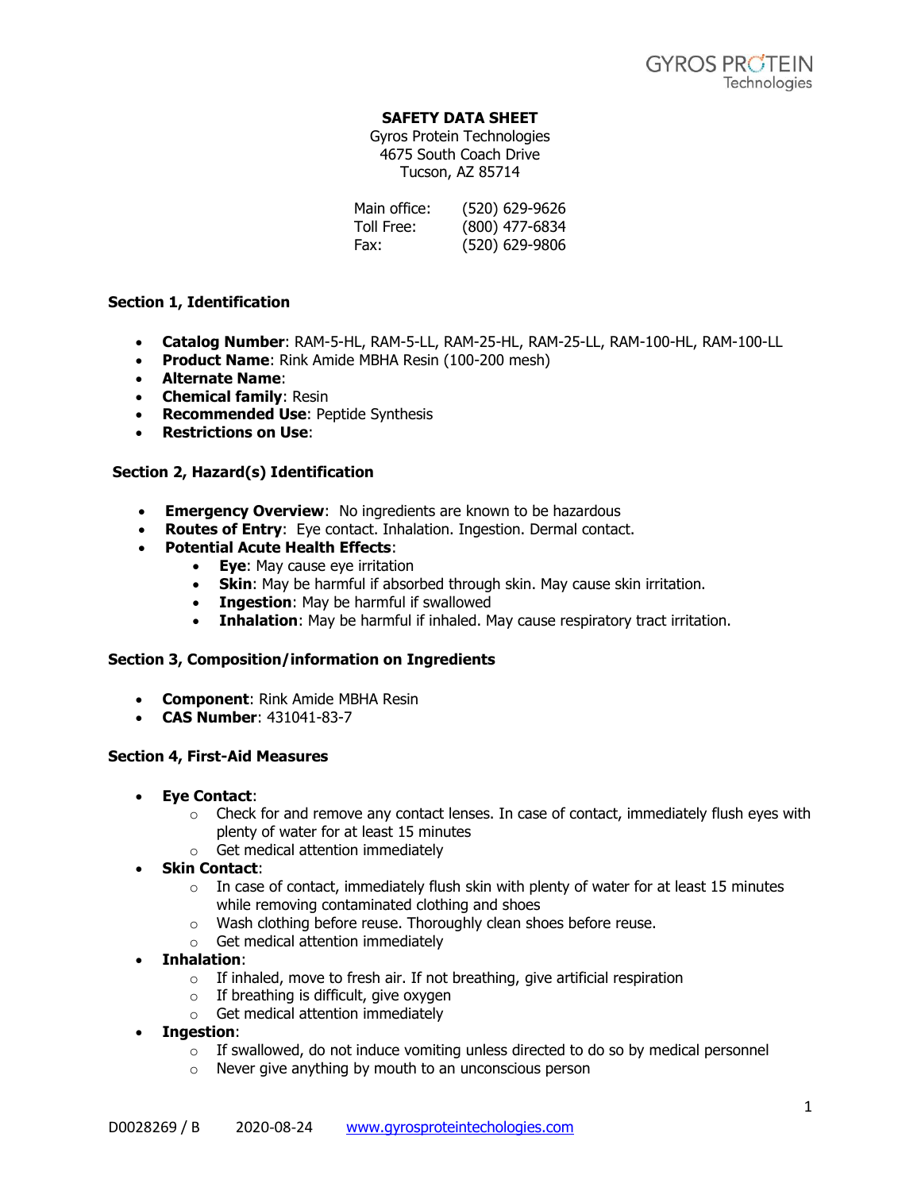# SAFETY DATA SHEET

Gyros Protein Technologies
4675 South Coach Drive
Tucson, AZ 85714

| | |
|---|---|
| Main office: | (520) 629-9626 |
| Toll Free: | (800) 477-6834 |
| Fax: | (520) 629-9806 |

## Section 1, Identification

- **Catalog Number**: RAM-5-HL, RAM-5-LL, RAM-25-HL, RAM-25-LL, RAM-100-HL, RAM-100-LL
- **Product Name**: Rink Amide MBHA Resin (100-200 mesh)
- **Alternate Name**:
- **Chemical family**: Resin
- **Recommended Use**: Peptide Synthesis
- **Restrictions on Use**:

## Section 2, Hazard(s) Identification

- **Emergency Overview**: No ingredients are known to be hazardous
- **Routes of Entry**: Eye contact. Inhalation. Ingestion. Dermal contact.
- **Potential Acute Health Effects**:
  - **Eye**: May cause eye irritation
  - **Skin**: May be harmful if absorbed through skin. May cause skin irritation.
  - **Ingestion**: May be harmful if swallowed
  - **Inhalation**: May be harmful if inhaled. May cause respiratory tract irritation.

## Section 3, Composition/information on Ingredients

- **Component**: Rink Amide MBHA Resin
- **CAS Number**: 431041-83-7

## Section 4, First-Aid Measures

- **Eye Contact**:
  - Check for and remove any contact lenses. In case of contact, immediately flush eyes with plenty of water for at least 15 minutes
  - Get medical attention immediately
- **Skin Contact**:
  - In case of contact, immediately flush skin with plenty of water for at least 15 minutes while removing contaminated clothing and shoes
  - Wash clothing before reuse. Thoroughly clean shoes before reuse.
  - Get medical attention immediately
- **Inhalation**:
  - If inhaled, move to fresh air. If not breathing, give artificial respiration
  - If breathing is difficult, give oxygen
  - Get medical attention immediately
- **Ingestion**:
  - If swallowed, do not induce vomiting unless directed to do so by medical personnel
  - Never give anything by mouth to an unconscious person

D0028269 / B 2020-08-24 www.gyrosproteintechologies.com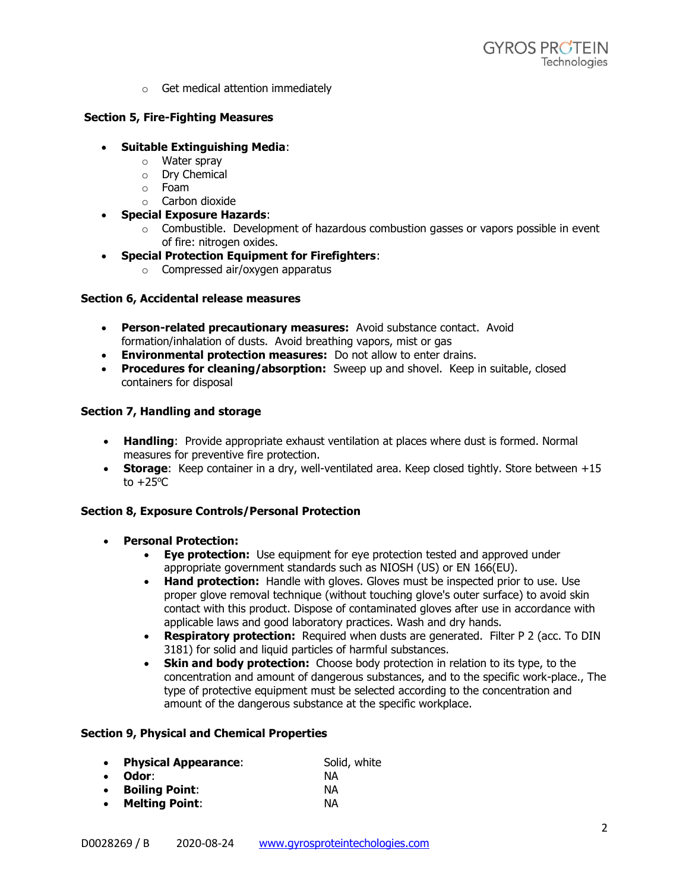- Get medical attention immediately

### Section 5, Fire-Fighting Measures

- **Suitable Extinguishing Media**:
  - Water spray
  - Dry Chemical
  - Foam
  - Carbon dioxide
- **Special Exposure Hazards**:
  - Combustible. Development of hazardous combustion gasses or vapors possible in event of fire: nitrogen oxides.
- **Special Protection Equipment for Firefighters**:
  - Compressed air/oxygen apparatus

### Section 6, Accidental release measures

- **Person-related precautionary measures:** Avoid substance contact. Avoid formation/inhalation of dusts. Avoid breathing vapors, mist or gas
- **Environmental protection measures:** Do not allow to enter drains.
- **Procedures for cleaning/absorption:** Sweep up and shovel. Keep in suitable, closed containers for disposal

### Section 7, Handling and storage

- **Handling**: Provide appropriate exhaust ventilation at places where dust is formed. Normal measures for preventive fire protection.
- **Storage**: Keep container in a dry, well-ventilated area. Keep closed tightly. Store between +15 to +25°C

### Section 8, Exposure Controls/Personal Protection

- **Personal Protection:**
  - **Eye protection:** Use equipment for eye protection tested and approved under appropriate government standards such as NIOSH (US) or EN 166(EU).
  - **Hand protection:** Handle with gloves. Gloves must be inspected prior to use. Use proper glove removal technique (without touching glove's outer surface) to avoid skin contact with this product. Dispose of contaminated gloves after use in accordance with applicable laws and good laboratory practices. Wash and dry hands.
  - **Respiratory protection:** Required when dusts are generated. Filter P 2 (acc. To DIN 3181) for solid and liquid particles of harmful substances.
  - **Skin and body protection:** Choose body protection in relation to its type, to the concentration and amount of dangerous substances, and to the specific work-place., The type of protective equipment must be selected according to the concentration and amount of the dangerous substance at the specific workplace.

### Section 9, Physical and Chemical Properties

- **Physical Appearance**: Solid, white
- **Odor**: NA
- **Boiling Point**: NA
- **Melting Point**: NA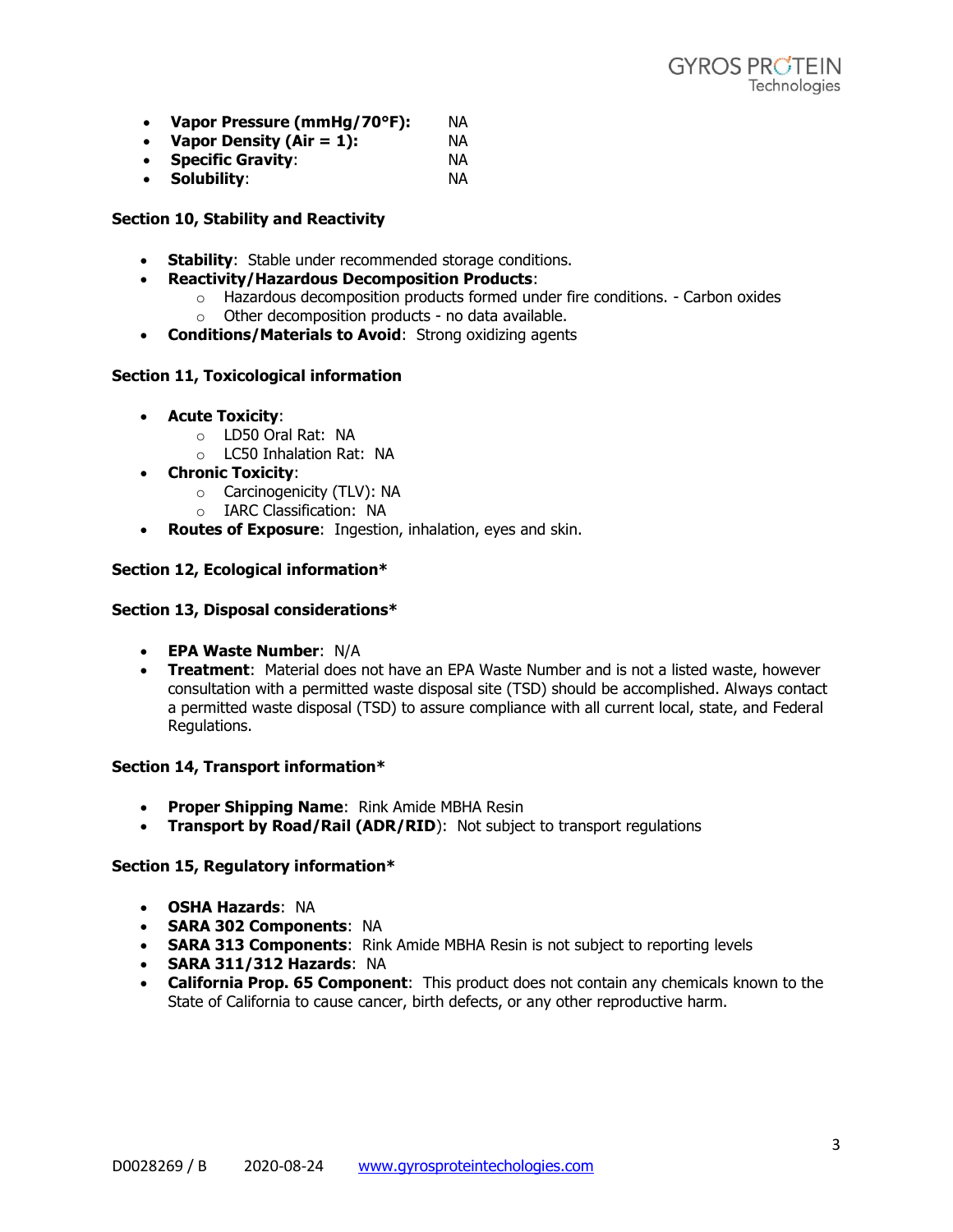- **Vapor Pressure (mmHg/70°F):** NA
- **Vapor Density (Air = 1):** NA
- **Specific Gravity**: NA
- **Solubility**: NA

**Section 10, Stability and Reactivity**

- **Stability**: Stable under recommended storage conditions.
- **Reactivity/Hazardous Decomposition Products**:
  - Hazardous decomposition products formed under fire conditions. - Carbon oxides
  - Other decomposition products - no data available.
- **Conditions/Materials to Avoid**: Strong oxidizing agents

**Section 11, Toxicological information**

- **Acute Toxicity**:
  - LD50 Oral Rat: NA
  - LC50 Inhalation Rat: NA
- **Chronic Toxicity**:
  - Carcinogenicity (TLV): NA
  - IARC Classification: NA
- **Routes of Exposure**: Ingestion, inhalation, eyes and skin.

**Section 12, Ecological information***

**Section 13, Disposal considerations***

- **EPA Waste Number**: N/A
- **Treatment**: Material does not have an EPA Waste Number and is not a listed waste, however consultation with a permitted waste disposal site (TSD) should be accomplished. Always contact a permitted waste disposal (TSD) to assure compliance with all current local, state, and Federal Regulations.

**Section 14, Transport information***

- **Proper Shipping Name**: Rink Amide MBHA Resin
- **Transport by Road/Rail (ADR/RID)**: Not subject to transport regulations

**Section 15, Regulatory information***

- **OSHA Hazards**: NA
- **SARA 302 Components**: NA
- **SARA 313 Components**: Rink Amide MBHA Resin is not subject to reporting levels
- **SARA 311/312 Hazards**: NA
- **California Prop. 65 Component**: This product does not contain any chemicals known to the State of California to cause cancer, birth defects, or any other reproductive harm.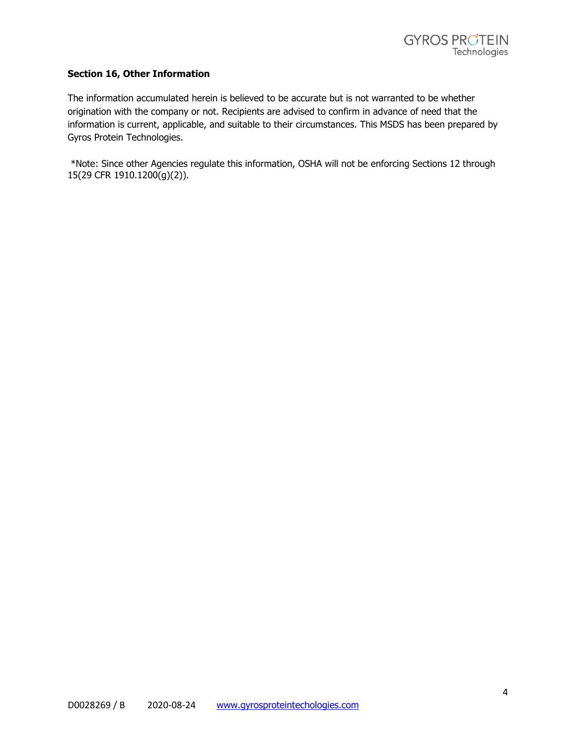### Section 16, Other Information

The information accumulated herein is believed to be accurate but is not warranted to be whether origination with the company or not. Recipients are advised to confirm in advance of need that the information is current, applicable, and suitable to their circumstances. This MSDS has been prepared by Gyros Protein Technologies.

*Note: Since other Agencies regulate this information, OSHA will not be enforcing Sections 12 through 15(29 CFR 1910.1200(g)(2)).